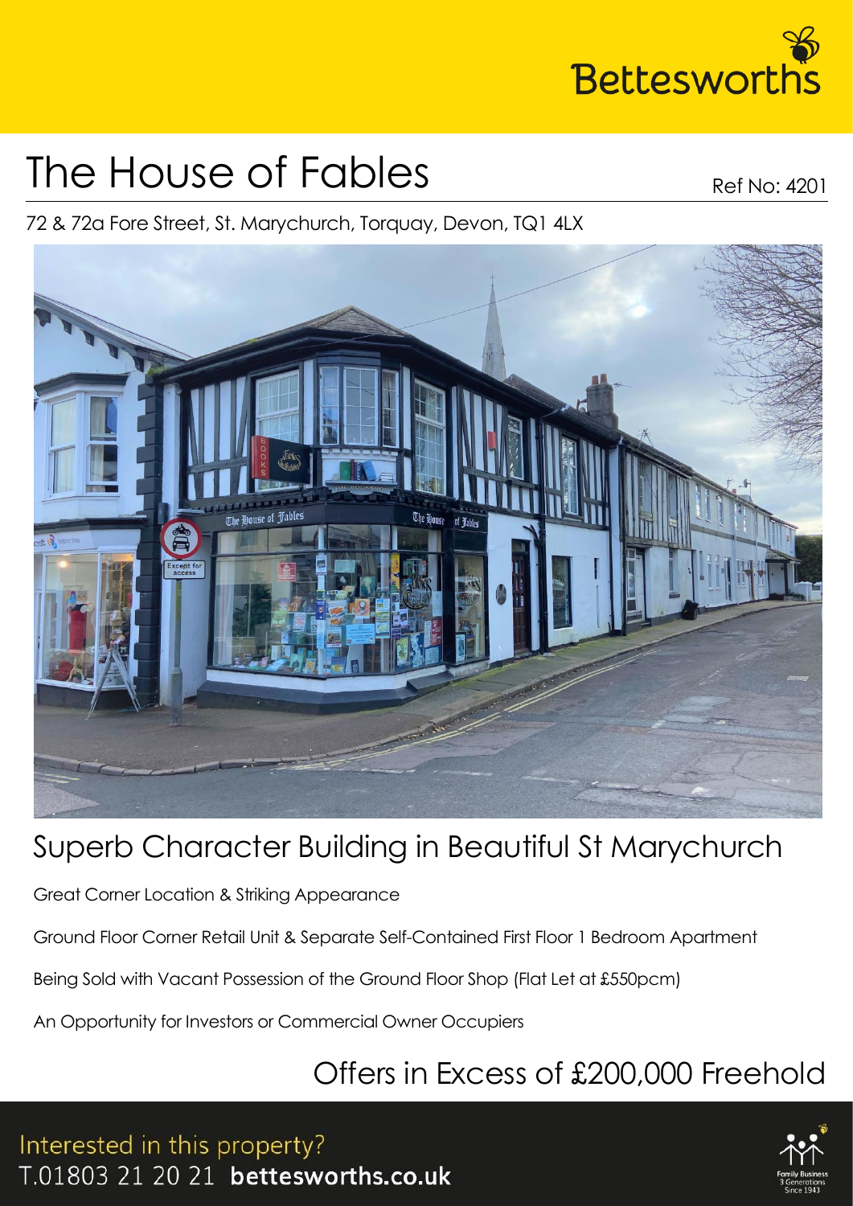Bettesworths

# The House of Fables

Ref No: 4201

72 & 72a Fore Street, St. Marychurch, Torquay, Devon, TQ1 4LX

## Superb Character Building in Beautiful St Marychurch

Great Corner Location & Striking Appearance

Ground Floor Corner Retail Unit & Separate Self-Contained First Floor 1 Bedroom Apartment

Being Sold with Vacant Possession of the Ground Floor Shop (Flat Let at £550pcm)

An Opportunity for Investors or Commercial Owner Occupiers

## Offers in Excess of £200,000 Freehold

Interested in this property?
T.01803 21 20 21 **bettesworths.co.uk**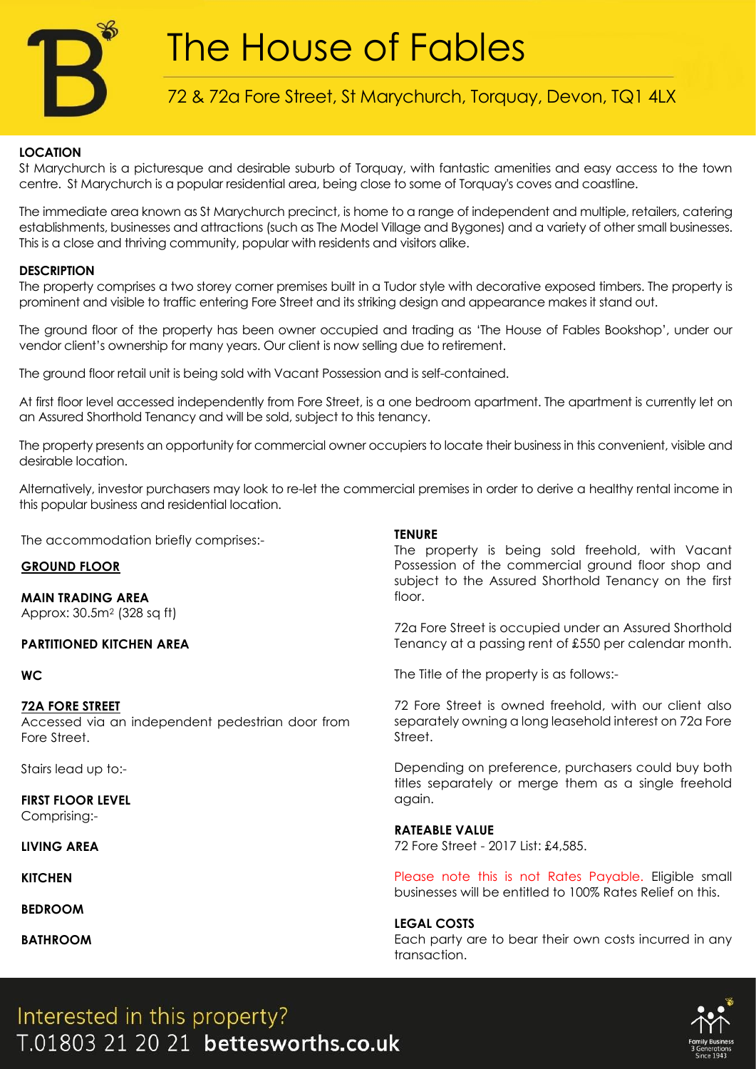# The House of Fables

## 72 & 72a Fore Street, St Marychurch, Torquay, Devon, TQ1 4LX

**LOCATION**

St Marychurch is a picturesque and desirable suburb of Torquay, with fantastic amenities and easy access to the town centre. St Marychurch is a popular residential area, being close to some of Torquay's coves and coastline.

The immediate area known as St Marychurch precinct, is home to a range of independent and multiple, retailers, catering establishments, businesses and attractions (such as The Model Village and Bygones) and a variety of other small businesses. This is a close and thriving community, popular with residents and visitors alike.

**DESCRIPTION**

The property comprises a two storey corner premises built in a Tudor style with decorative exposed timbers. The property is prominent and visible to traffic entering Fore Street and its striking design and appearance makes it stand out.

The ground floor of the property has been owner occupied and trading as 'The House of Fables Bookshop', under our vendor client's ownership for many years. Our client is now selling due to retirement.

The ground floor retail unit is being sold with Vacant Possession and is self-contained.

At first floor level accessed independently from Fore Street, is a one bedroom apartment. The apartment is currently let on an Assured Shorthold Tenancy and will be sold, subject to this tenancy.

The property presents an opportunity for commercial owner occupiers to locate their business in this convenient, visible and desirable location.

Alternatively, investor purchasers may look to re-let the commercial premises in order to derive a healthy rental income in this popular business and residential location.

The accommodation briefly comprises:-

**GROUND FLOOR**

**MAIN TRADING AREA**
Approx: 30.5m$^2$ (328 sq ft)

**PARTITIONED KITCHEN AREA**

**WC**

**72A FORE STREET**
Accessed via an independent pedestrian door from Fore Street.

Stairs lead up to:-

**FIRST FLOOR LEVEL**
Comprising:-

**LIVING AREA**

**KITCHEN**

**BEDROOM**

**BATHROOM**

**TENURE**

The property is being sold freehold, with Vacant Possession of the commercial ground floor shop and subject to the Assured Shorthold Tenancy on the first floor.

72a Fore Street is occupied under an Assured Shorthold Tenancy at a passing rent of £550 per calendar month.

The Title of the property is as follows:-

72 Fore Street is owned freehold, with our client also separately owning a long leasehold interest on 72a Fore Street.

Depending on preference, purchasers could buy both titles separately or merge them as a single freehold again.

**RATEABLE VALUE**

72 Fore Street - 2017 List: £4,585.

Please note this is not Rates Payable. Eligible small businesses will be entitled to 100% Rates Relief on this.

**LEGAL COSTS**

Each party are to bear their own costs incurred in any transaction.

Interested in this property?
T.01803 21 20 21 **bettesworths.co.uk**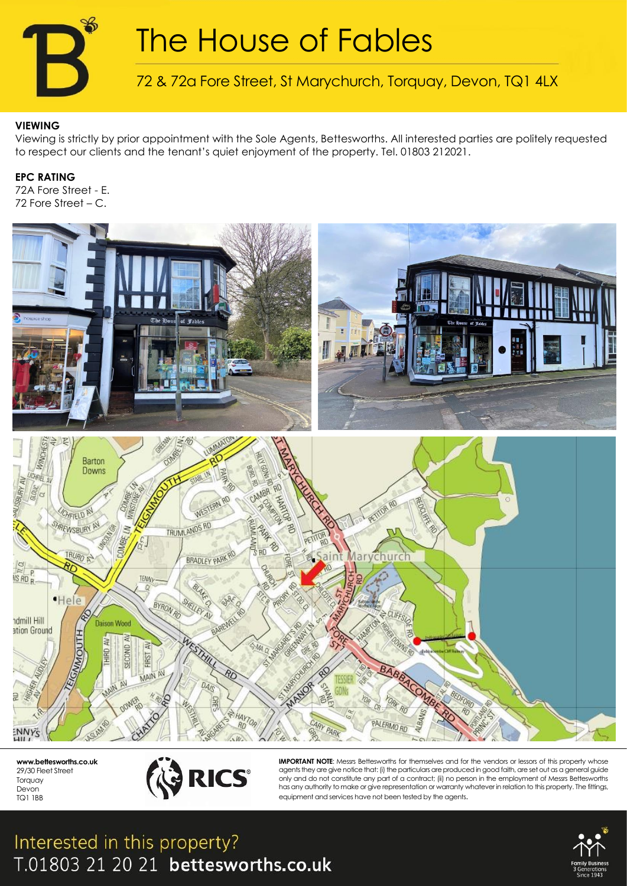# The House of Fables

## 72 & 72a Fore Street, St Marychurch, Torquay, Devon, TQ1 4LX

**VIEWING**

Viewing is strictly by prior appointment with the Sole Agents, Bettesworths. All interested parties are politely requested to respect our clients and the tenant's quiet enjoyment of the property. Tel. 01803 212021.

**EPC RATING**

72A Fore Street - E.
72 Fore Street – C.

**www.bettesworths.co.uk**
29/30 Fleet Street
Torquay
Devon
TQ1 1BB

**IMPORTANT NOTE**: Messrs Bettesworths for themselves and for the vendors or lessors of this property whose agents they are give notice that: (i) the particulars are produced in good faith, are set out as a general guide only and do not constitute any part of a contract; (ii) no person in the employment of Messrs Bettesworths has any authority to make or give representation or warranty whatever in relation to this property. The fittings, equipment and services have not been tested by the agents.

Interested in this property?
T.01803 21 20 21 **bettesworths.co.uk**